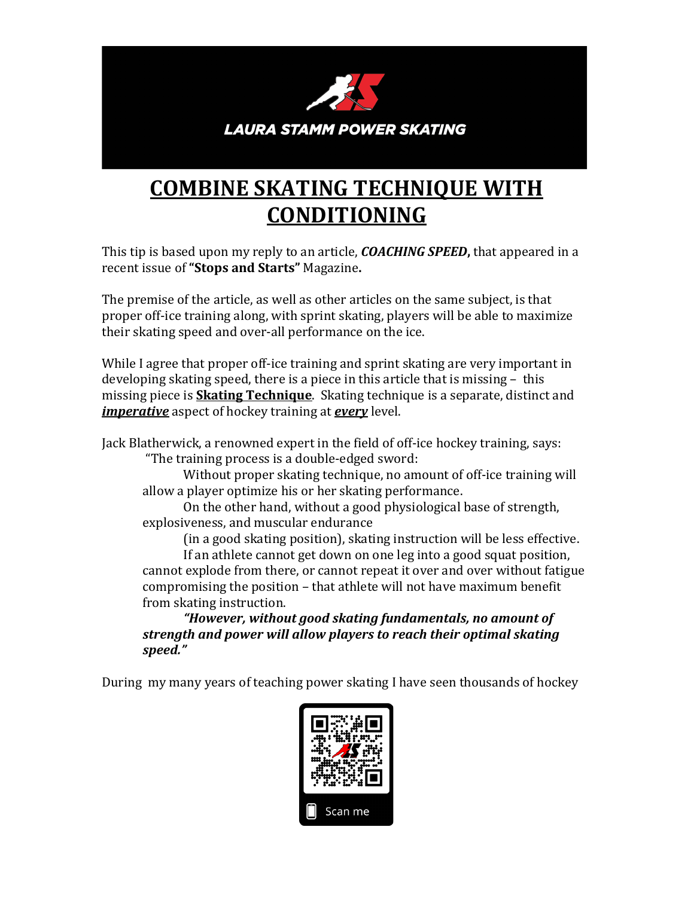LAURA STAMM POWER SKATING

# COMBINE SKATING TECHNIQUE WITH CONDITIONING

This tip is based upon my reply to an article, ***COACHING SPEED*,** that appeared in a recent issue of **"Stops and Starts"** Magazine**.**

The premise of the article, as well as other articles on the same subject, is that proper off-ice training along, with sprint skating, players will be able to maximize their skating speed and over-all performance on the ice.

While I agree that proper off-ice training and sprint skating are very important in developing skating speed, there is a piece in this article that is missing – this missing piece is **Skating Technique**. Skating technique is a separate, distinct and ***imperative*** aspect of hockey training at ***every*** level.

Jack Blatherwick, a renowned expert in the field of off-ice hockey training, says:

> "The training process is a double-edged sword:
>
> Without proper skating technique, no amount of off-ice training will allow a player optimize his or her skating performance.
>
> On the other hand, without a good physiological base of strength, explosiveness, and muscular endurance (in a good skating position), skating instruction will be less effective.
>
> If an athlete cannot get down on one leg into a good squat position, cannot explode from there, or cannot repeat it over and over without fatigue compromising the position – that athlete will not have maximum benefit from skating instruction.
>
> ***"However, without good skating fundamentals, no amount of strength and power will allow players to reach their optimal skating speed."***

During my many years of teaching power skating I have seen thousands of hockey

Scan me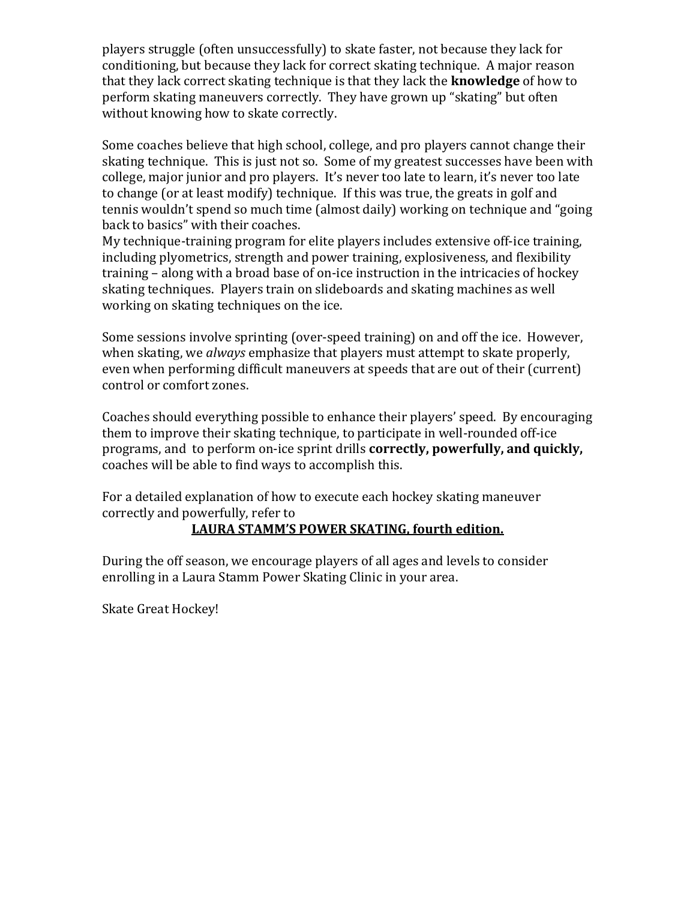players struggle (often unsuccessfully) to skate faster, not because they lack for conditioning, but because they lack for correct skating technique. A major reason that they lack correct skating technique is that they lack the **knowledge** of how to perform skating maneuvers correctly. They have grown up "skating" but often without knowing how to skate correctly.

Some coaches believe that high school, college, and pro players cannot change their skating technique. This is just not so. Some of my greatest successes have been with college, major junior and pro players. It's never too late to learn, it's never too late to change (or at least modify) technique. If this was true, the greats in golf and tennis wouldn't spend so much time (almost daily) working on technique and "going back to basics" with their coaches.
My technique-training program for elite players includes extensive off-ice training, including plyometrics, strength and power training, explosiveness, and flexibility training – along with a broad base of on-ice instruction in the intricacies of hockey skating techniques. Players train on slideboards and skating machines as well working on skating techniques on the ice.

Some sessions involve sprinting (over-speed training) on and off the ice. However, when skating, we *always* emphasize that players must attempt to skate properly, even when performing difficult maneuvers at speeds that are out of their (current) control or comfort zones.

Coaches should everything possible to enhance their players' speed. By encouraging them to improve their skating technique, to participate in well-rounded off-ice programs, and to perform on-ice sprint drills **correctly, powerfully, and quickly,** coaches will be able to find ways to accomplish this.

For a detailed explanation of how to execute each hockey skating maneuver correctly and powerfully, refer to

**LAURA STAMM'S POWER SKATING, fourth edition.**

During the off season, we encourage players of all ages and levels to consider enrolling in a Laura Stamm Power Skating Clinic in your area.

Skate Great Hockey!